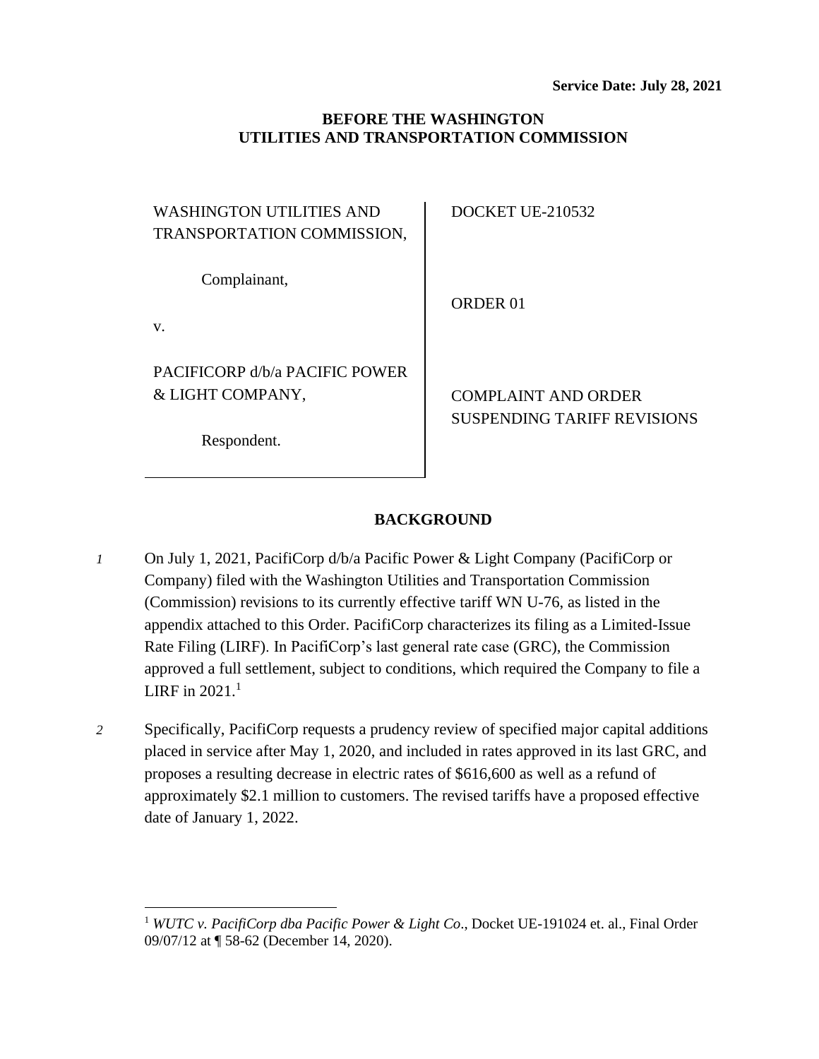**Service Date: July 28, 2021**

**BEFORE THE WASHINGTON UTILITIES AND TRANSPORTATION COMMISSION**

| | |
|---|---|
| WASHINGTON UTILITIES AND TRANSPORTATION COMMISSION,<br><br>Complainant,<br><br>v.<br><br>PACIFICORP d/b/a PACIFIC POWER & LIGHT COMPANY,<br><br>Respondent. | DOCKET UE-210532<br><br>ORDER 01<br><br>COMPLAINT AND ORDER SUSPENDING TARIFF REVISIONS |

## BACKGROUND

*1* On July 1, 2021, PacifiCorp d/b/a Pacific Power & Light Company (PacifiCorp or Company) filed with the Washington Utilities and Transportation Commission (Commission) revisions to its currently effective tariff WN U-76, as listed in the appendix attached to this Order. PacifiCorp characterizes its filing as a Limited-Issue Rate Filing (LIRF). In PacifiCorp's last general rate case (GRC), the Commission approved a full settlement, subject to conditions, which required the Company to file a LIRF in 2021.[1]

*2* Specifically, PacifiCorp requests a prudency review of specified major capital additions placed in service after May 1, 2020, and included in rates approved in its last GRC, and proposes a resulting decrease in electric rates of $616,600 as well as a refund of approximately $2.1 million to customers. The revised tariffs have a proposed effective date of January 1, 2022.

---

[1] *WUTC v. PacifiCorp dba Pacific Power & Light Co*., Docket UE-191024 et. al., Final Order 09/07/12 at ¶ 58-62 (December 14, 2020).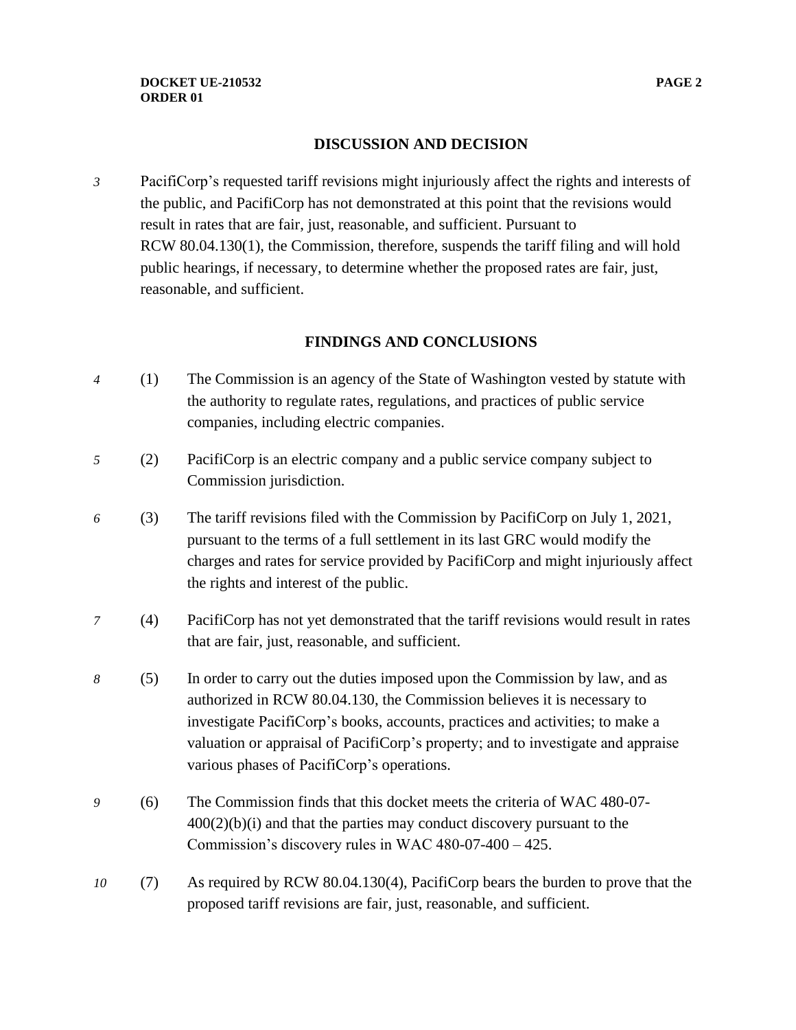## DISCUSSION AND DECISION

3 PacifiCorp's requested tariff revisions might injuriously affect the rights and interests of the public, and PacifiCorp has not demonstrated at this point that the revisions would result in rates that are fair, just, reasonable, and sufficient. Pursuant to RCW 80.04.130(1), the Commission, therefore, suspends the tariff filing and will hold public hearings, if necessary, to determine whether the proposed rates are fair, just, reasonable, and sufficient.

## FINDINGS AND CONCLUSIONS

4 (1) The Commission is an agency of the State of Washington vested by statute with the authority to regulate rates, regulations, and practices of public service companies, including electric companies.

5 (2) PacifiCorp is an electric company and a public service company subject to Commission jurisdiction.

6 (3) The tariff revisions filed with the Commission by PacifiCorp on July 1, 2021, pursuant to the terms of a full settlement in its last GRC would modify the charges and rates for service provided by PacifiCorp and might injuriously affect the rights and interest of the public.

7 (4) PacifiCorp has not yet demonstrated that the tariff revisions would result in rates that are fair, just, reasonable, and sufficient.

8 (5) In order to carry out the duties imposed upon the Commission by law, and as authorized in RCW 80.04.130, the Commission believes it is necessary to investigate PacifiCorp's books, accounts, practices and activities; to make a valuation or appraisal of PacifiCorp's property; and to investigate and appraise various phases of PacifiCorp's operations.

9 (6) The Commission finds that this docket meets the criteria of WAC 480-07-400(2)(b)(i) and that the parties may conduct discovery pursuant to the Commission's discovery rules in WAC 480-07-400 – 425.

10 (7) As required by RCW 80.04.130(4), PacifiCorp bears the burden to prove that the proposed tariff revisions are fair, just, reasonable, and sufficient.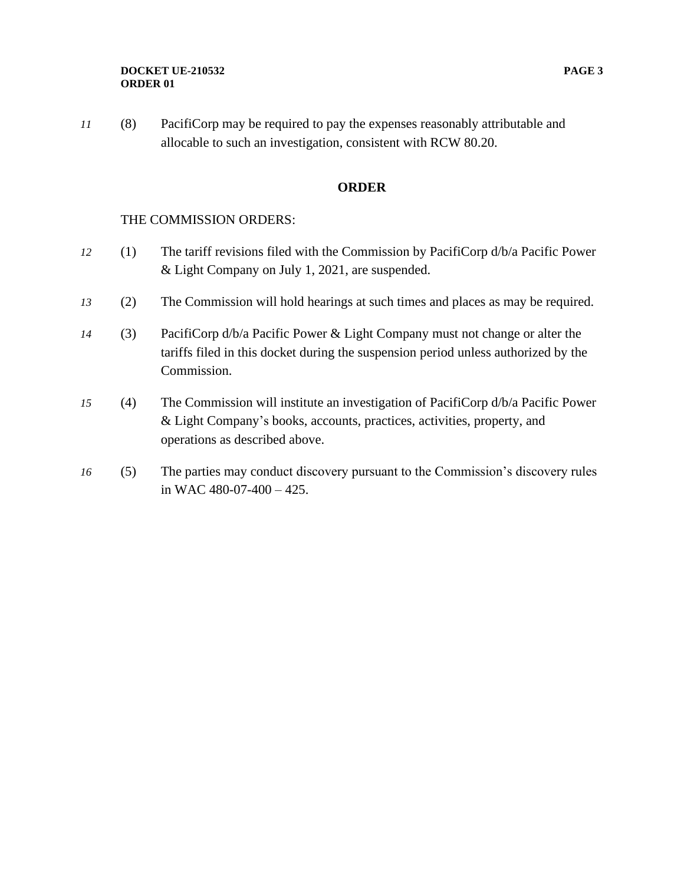11 (8) PacifiCorp may be required to pay the expenses reasonably attributable and allocable to such an investigation, consistent with RCW 80.20.

## ORDER

THE COMMISSION ORDERS:

12 (1) The tariff revisions filed with the Commission by PacifiCorp d/b/a Pacific Power & Light Company on July 1, 2021, are suspended.

13 (2) The Commission will hold hearings at such times and places as may be required.

14 (3) PacifiCorp d/b/a Pacific Power & Light Company must not change or alter the tariffs filed in this docket during the suspension period unless authorized by the Commission.

15 (4) The Commission will institute an investigation of PacifiCorp d/b/a Pacific Power & Light Company's books, accounts, practices, activities, property, and operations as described above.

16 (5) The parties may conduct discovery pursuant to the Commission's discovery rules in WAC 480-07-400 – 425.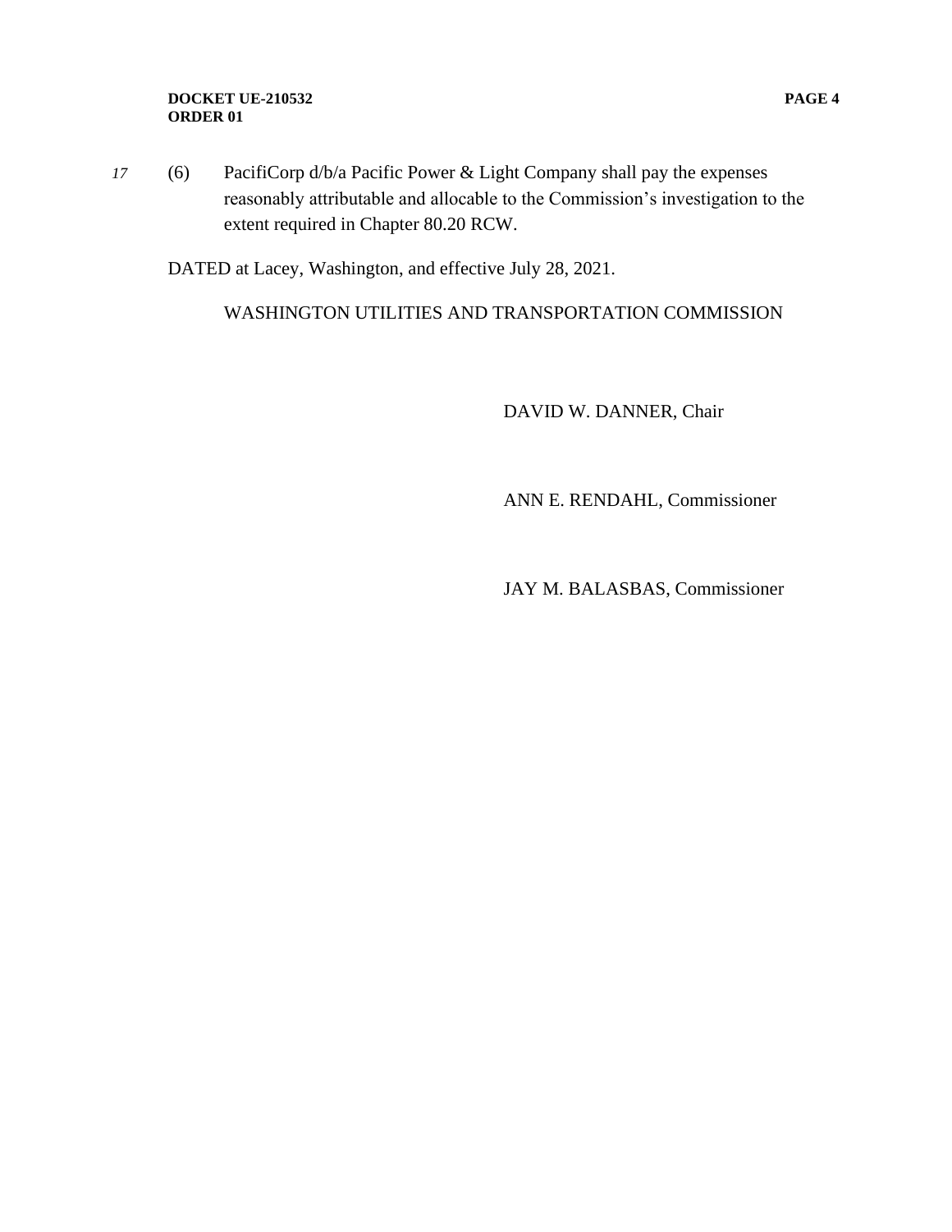17 (6) PacifiCorp d/b/a Pacific Power & Light Company shall pay the expenses reasonably attributable and allocable to the Commission's investigation to the extent required in Chapter 80.20 RCW.

DATED at Lacey, Washington, and effective July 28, 2021.

WASHINGTON UTILITIES AND TRANSPORTATION COMMISSION

DAVID W. DANNER, Chair

ANN E. RENDAHL, Commissioner

JAY M. BALASBAS, Commissioner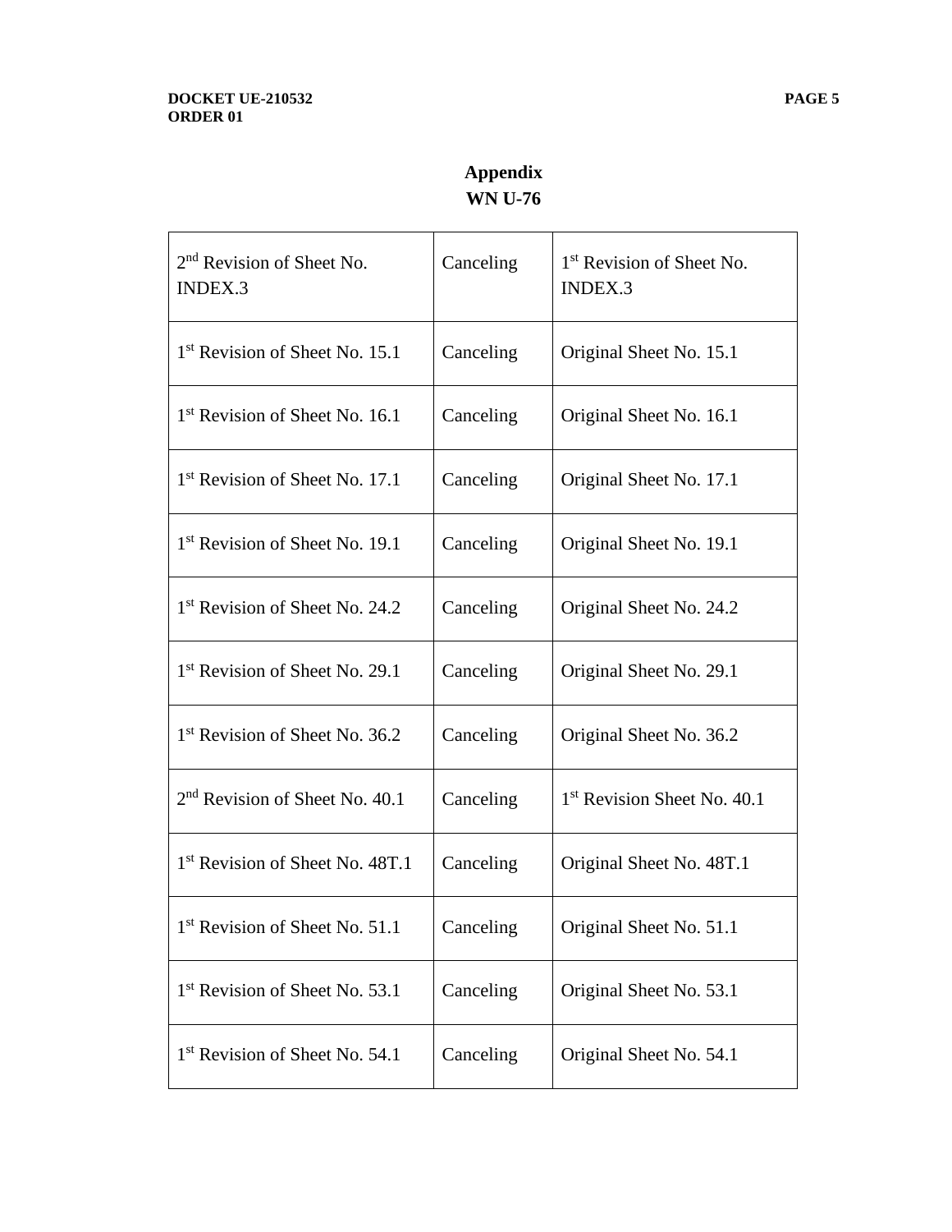## Appendix
## WN U-76

| 2nd Revision of Sheet No. INDEX.3 | Canceling | 1st Revision of Sheet No. INDEX.3 |
|---|---|---|
| 1st Revision of Sheet No. 15.1 | Canceling | Original Sheet No. 15.1 |
| 1st Revision of Sheet No. 16.1 | Canceling | Original Sheet No. 16.1 |
| 1st Revision of Sheet No. 17.1 | Canceling | Original Sheet No. 17.1 |
| 1st Revision of Sheet No. 19.1 | Canceling | Original Sheet No. 19.1 |
| 1st Revision of Sheet No. 24.2 | Canceling | Original Sheet No. 24.2 |
| 1st Revision of Sheet No. 29.1 | Canceling | Original Sheet No. 29.1 |
| 1st Revision of Sheet No. 36.2 | Canceling | Original Sheet No. 36.2 |
| 2nd Revision of Sheet No. 40.1 | Canceling | 1st Revision Sheet No. 40.1 |
| 1st Revision of Sheet No. 48T.1 | Canceling | Original Sheet No. 48T.1 |
| 1st Revision of Sheet No. 51.1 | Canceling | Original Sheet No. 51.1 |
| 1st Revision of Sheet No. 53.1 | Canceling | Original Sheet No. 53.1 |
| 1st Revision of Sheet No. 54.1 | Canceling | Original Sheet No. 54.1 |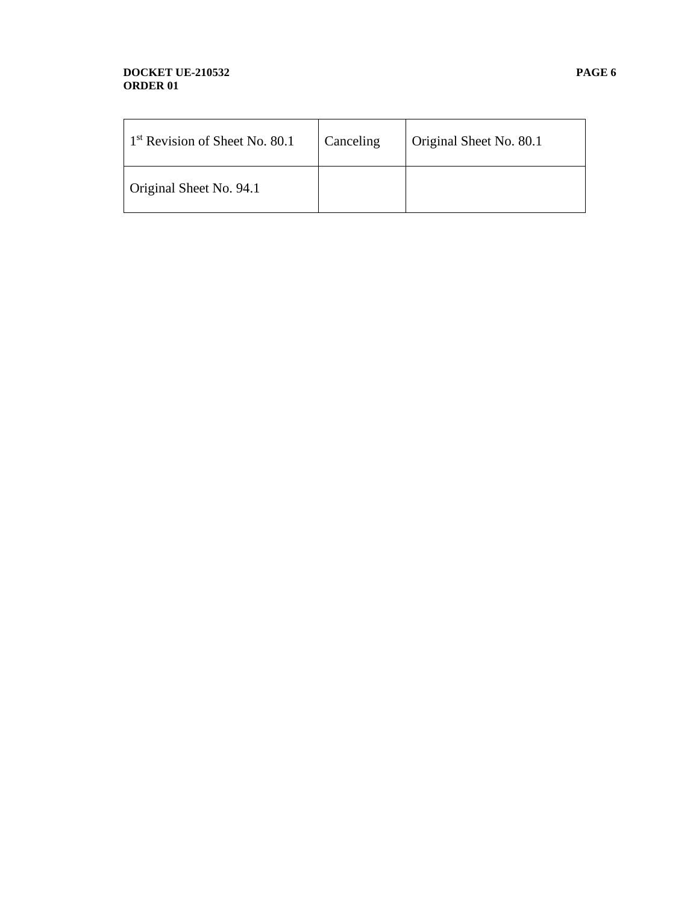| | | |
|---|---|---|
| 1st Revision of Sheet No. 80.1 | Canceling | Original Sheet No. 80.1 |
| Original Sheet No. 94.1 | | |